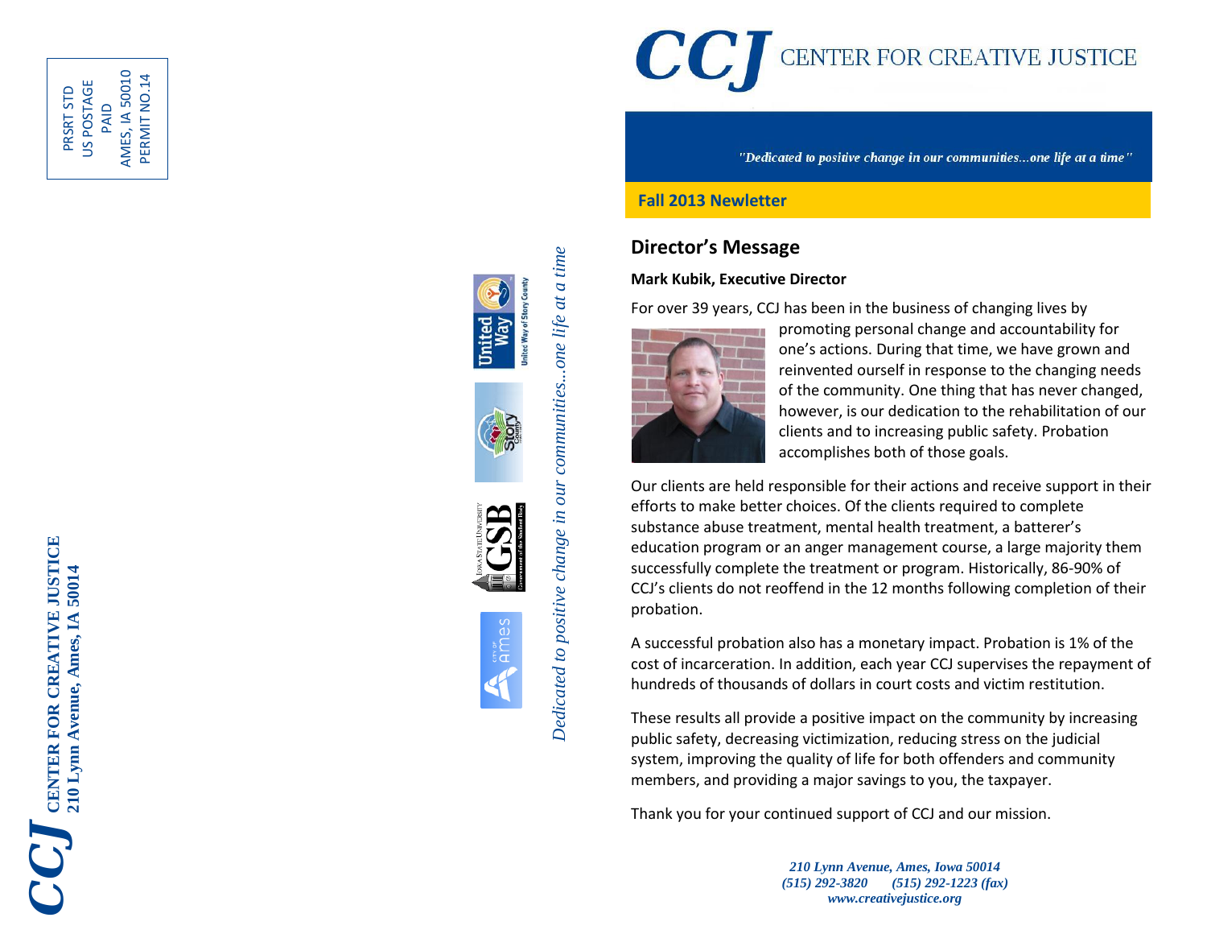PRSRT STD
US POSTAGE
PAID
AMES, IA 50010
PERMIT NO.14

**CCJ CENTER FOR CREATIVE JUSTICE**
**210 Lynn Avenue, Ames, IA 50014**

United Way of Story County

Story County

Iowa State University GSB Government of the Student Body

City of Ames

*Dedicated to positive change in our communities...one life at a time*

# CCJ CENTER FOR CREATIVE JUSTICE

*"Dedicated to positive change in our communities...one life at a time"*

**Fall 2013 Newletter**

## Director's Message

**Mark Kubik, Executive Director**

For over 39 years, CCJ has been in the business of changing lives by promoting personal change and accountability for one's actions. During that time, we have grown and reinvented ourself in response to the changing needs of the community. One thing that has never changed, however, is our dedication to the rehabilitation of our clients and to increasing public safety. Probation accomplishes both of those goals.

Our clients are held responsible for their actions and receive support in their efforts to make better choices. Of the clients required to complete substance abuse treatment, mental health treatment, a batterer's education program or an anger management course, a large majority them successfully complete the treatment or program. Historically, 86-90% of CCJ's clients do not reoffend in the 12 months following completion of their probation.

A successful probation also has a monetary impact. Probation is 1% of the cost of incarceration. In addition, each year CCJ supervises the repayment of hundreds of thousands of dollars in court costs and victim restitution.

These results all provide a positive impact on the community by increasing public safety, decreasing victimization, reducing stress on the judicial system, improving the quality of life for both offenders and community members, and providing a major savings to you, the taxpayer.

Thank you for your continued support of CCJ and our mission.

*210 Lynn Avenue, Ames, Iowa 50014*
*(515) 292-3820 (515) 292-1223 (fax)*
*www.creativejustice.org*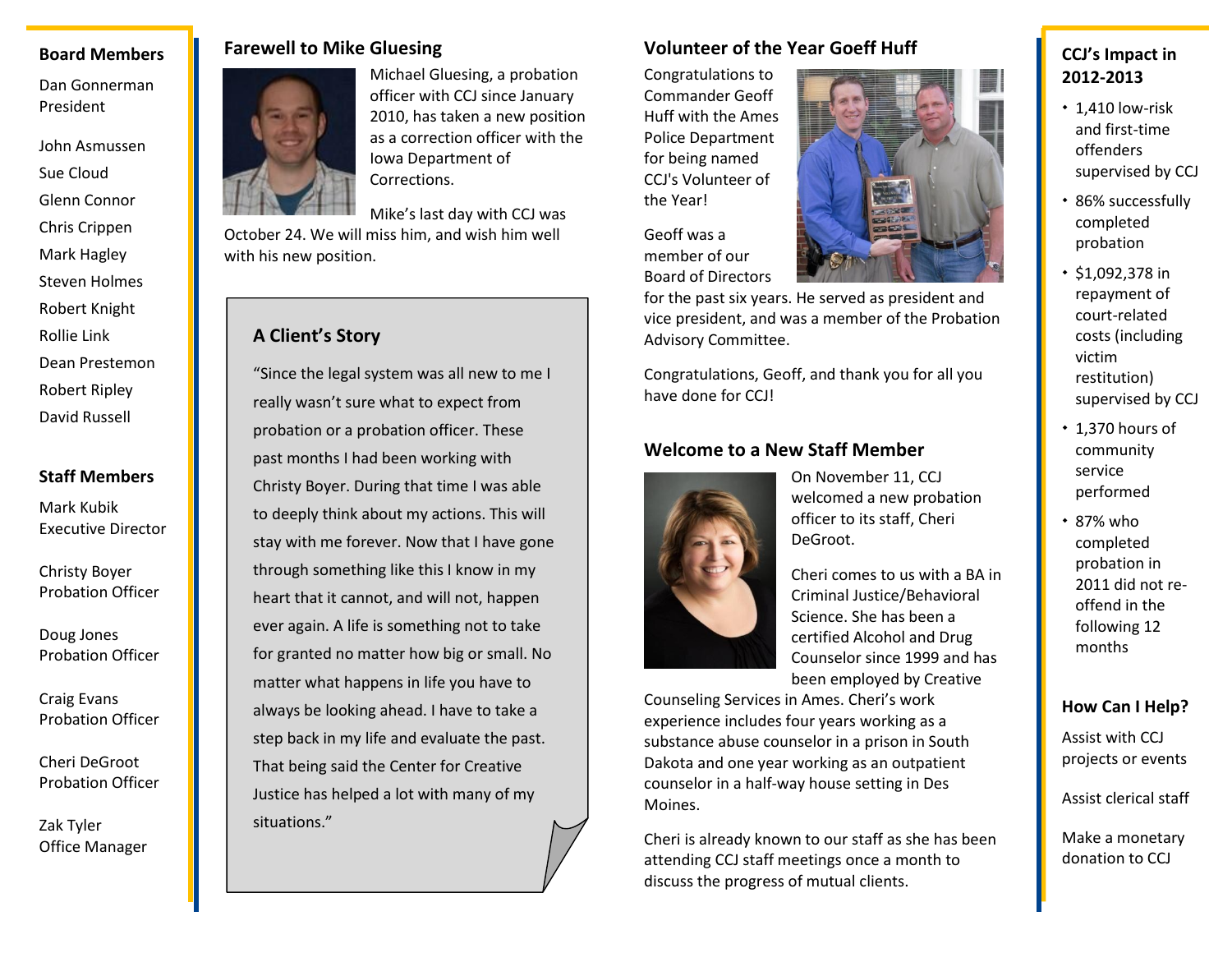## Board Members

Dan Gonnerman
President

John Asmussen
Sue Cloud
Glenn Connor
Chris Crippen
Mark Hagley
Steven Holmes
Robert Knight
Rollie Link
Dean Prestemon
Robert Ripley
David Russell

## Staff Members

Mark Kubik
Executive Director

Christy Boyer
Probation Officer

Doug Jones
Probation Officer

Craig Evans
Probation Officer

Cheri DeGroot
Probation Officer

Zak Tyler
Office Manager

## Farewell to Mike Gluesing

Michael Gluesing, a probation officer with CCJ since January 2010, has taken a new position as a correction officer with the Iowa Department of Corrections.

Mike's last day with CCJ was October 24. We will miss him, and wish him well with his new position.

## A Client's Story

"Since the legal system was all new to me I really wasn't sure what to expect from probation or a probation officer. These past months I had been working with Christy Boyer. During that time I was able to deeply think about my actions. This will stay with me forever. Now that I have gone through something like this I know in my heart that it cannot, and will not, happen ever again. A life is something not to take for granted no matter how big or small. No matter what happens in life you have to always be looking ahead. I have to take a step back in my life and evaluate the past. That being said the Center for Creative Justice has helped a lot with many of my situations."

## Volunteer of the Year Geoff Huff

Congratulations to Commander Geoff Huff with the Ames Police Department for being named CCJ's Volunteer of the Year!

Geoff was a member of our Board of Directors for the past six years. He served as president and vice president, and was a member of the Probation Advisory Committee.

Congratulations, Geoff, and thank you for all you have done for CCJ!

## Welcome to a New Staff Member

On November 11, CCJ welcomed a new probation officer to its staff, Cheri DeGroot.

Cheri comes to us with a BA in Criminal Justice/Behavioral Science. She has been a certified Alcohol and Drug Counselor since 1999 and has been employed by Creative Counseling Services in Ames. Cheri's work experience includes four years working as a substance abuse counselor in a prison in South Dakota and one year working as an outpatient counselor in a half-way house setting in Des Moines.

Cheri is already known to our staff as she has been attending CCJ staff meetings once a month to discuss the progress of mutual clients.

## CCJ's Impact in 2012-2013

- 1,410 low-risk and first-time offenders supervised by CCJ
- 86% successfully completed probation
- $1,092,378 in repayment of court-related costs (including victim restitution) supervised by CCJ
- 1,370 hours of community service performed
- 87% who completed probation in 2011 did not re-offend in the following 12 months

## How Can I Help?

Assist with CCJ projects or events

Assist clerical staff

Make a monetary donation to CCJ